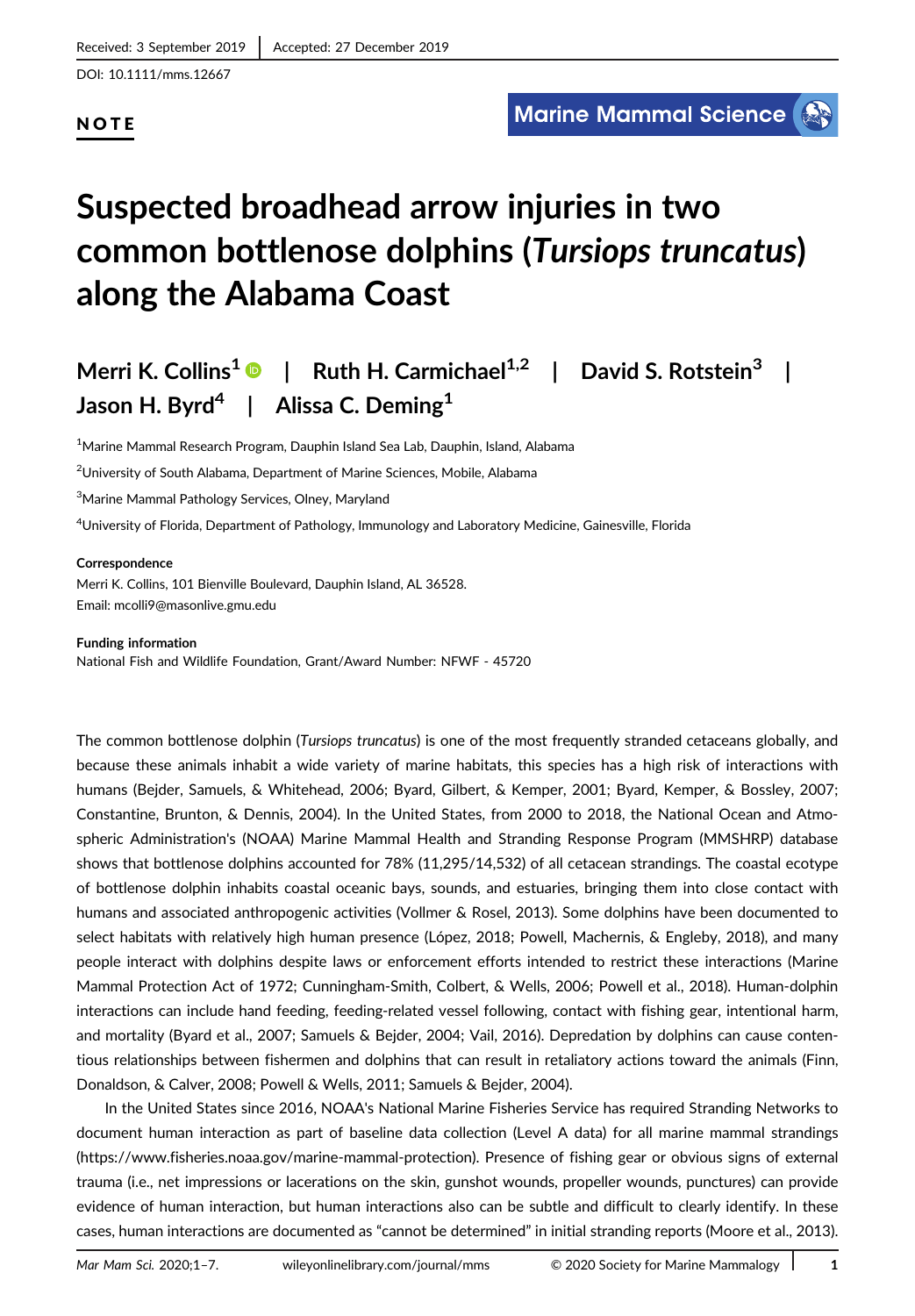Received: 3 September 2019 | Accepted: 27 December 2019

DOI: 10.1111/mms.12667

NOTE

# Suspected broadhead arrow injuries in two common bottlenose dolphins (*Tursiops truncatus*) along the Alabama Coast

**Merri K. Collins[1] | Ruth H. Carmichael[1,2] | David S. Rotstein[3] | Jason H. Byrd[4] | Alissa C. Deming[1]**

[1]Marine Mammal Research Program, Dauphin Island Sea Lab, Dauphin, Island, Alabama

[2]University of South Alabama, Department of Marine Sciences, Mobile, Alabama

[3]Marine Mammal Pathology Services, Olney, Maryland

[4]University of Florida, Department of Pathology, Immunology and Laboratory Medicine, Gainesville, Florida

**Correspondence**
Merri K. Collins, 101 Bienville Boulevard, Dauphin Island, AL 36528.
Email: mcolli9@masonlive.gmu.edu

**Funding information**
National Fish and Wildlife Foundation, Grant/Award Number: NFWF - 45720

The common bottlenose dolphin (*Tursiops truncatus*) is one of the most frequently stranded cetaceans globally, and because these animals inhabit a wide variety of marine habitats, this species has a high risk of interactions with humans (Bejder, Samuels, & Whitehead, 2006; Byard, Gilbert, & Kemper, 2001; Byard, Kemper, & Bossley, 2007; Constantine, Brunton, & Dennis, 2004). In the United States, from 2000 to 2018, the National Ocean and Atmospheric Administration's (NOAA) Marine Mammal Health and Stranding Response Program (MMSHRP) database shows that bottlenose dolphins accounted for 78% (11,295/14,532) of all cetacean strandings. The coastal ecotype of bottlenose dolphin inhabits coastal oceanic bays, sounds, and estuaries, bringing them into close contact with humans and associated anthropogenic activities (Vollmer & Rosel, 2013). Some dolphins have been documented to select habitats with relatively high human presence (López, 2018; Powell, Machernis, & Engleby, 2018), and many people interact with dolphins despite laws or enforcement efforts intended to restrict these interactions (Marine Mammal Protection Act of 1972; Cunningham-Smith, Colbert, & Wells, 2006; Powell et al., 2018). Human-dolphin interactions can include hand feeding, feeding-related vessel following, contact with fishing gear, intentional harm, and mortality (Byard et al., 2007; Samuels & Bejder, 2004; Vail, 2016). Depredation by dolphins can cause contentious relationships between fishermen and dolphins that can result in retaliatory actions toward the animals (Finn, Donaldson, & Calver, 2008; Powell & Wells, 2011; Samuels & Bejder, 2004).

In the United States since 2016, NOAA's National Marine Fisheries Service has required Stranding Networks to document human interaction as part of baseline data collection (Level A data) for all marine mammal strandings (https://www.fisheries.noaa.gov/marine-mammal-protection). Presence of fishing gear or obvious signs of external trauma (i.e., net impressions or lacerations on the skin, gunshot wounds, propeller wounds, punctures) can provide evidence of human interaction, but human interactions also can be subtle and difficult to clearly identify. In these cases, human interactions are documented as "cannot be determined" in initial stranding reports (Moore et al., 2013).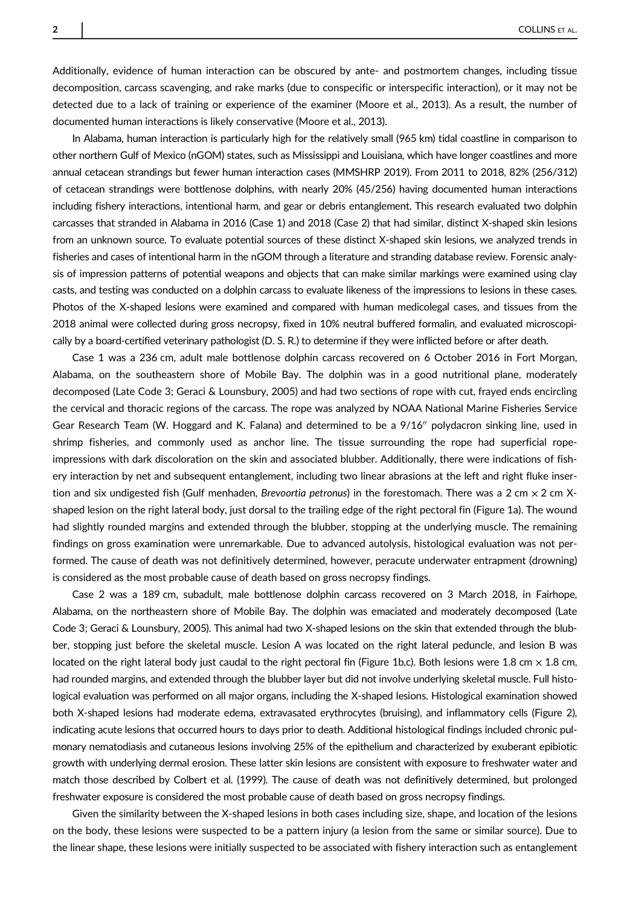Additionally, evidence of human interaction can be obscured by ante- and postmortem changes, including tissue decomposition, carcass scavenging, and rake marks (due to conspecific or interspecific interaction), or it may not be detected due to a lack of training or experience of the examiner (Moore et al., 2013). As a result, the number of documented human interactions is likely conservative (Moore et al., 2013).

In Alabama, human interaction is particularly high for the relatively small (965 km) tidal coastline in comparison to other northern Gulf of Mexico (nGOM) states, such as Mississippi and Louisiana, which have longer coastlines and more annual cetacean strandings but fewer human interaction cases (MMSHRP 2019). From 2011 to 2018, 82% (256/312) of cetacean strandings were bottlenose dolphins, with nearly 20% (45/256) having documented human interactions including fishery interactions, intentional harm, and gear or debris entanglement. This research evaluated two dolphin carcasses that stranded in Alabama in 2016 (Case 1) and 2018 (Case 2) that had similar, distinct X-shaped skin lesions from an unknown source. To evaluate potential sources of these distinct X-shaped skin lesions, we analyzed trends in fisheries and cases of intentional harm in the nGOM through a literature and stranding database review. Forensic analysis of impression patterns of potential weapons and objects that can make similar markings were examined using clay casts, and testing was conducted on a dolphin carcass to evaluate likeness of the impressions to lesions in these cases. Photos of the X-shaped lesions were examined and compared with human medicolegal cases, and tissues from the 2018 animal were collected during gross necropsy, fixed in 10% neutral buffered formalin, and evaluated microscopically by a board-certified veterinary pathologist (D. S. R.) to determine if they were inflicted before or after death.

Case 1 was a 236 cm, adult male bottlenose dolphin carcass recovered on 6 October 2016 in Fort Morgan, Alabama, on the southeastern shore of Mobile Bay. The dolphin was in a good nutritional plane, moderately decomposed (Late Code 3; Geraci & Lounsbury, 2005) and had two sections of rope with cut, frayed ends encircling the cervical and thoracic regions of the carcass. The rope was analyzed by NOAA National Marine Fisheries Service Gear Research Team (W. Hoggard and K. Falana) and determined to be a 9/16″ polydacron sinking line, used in shrimp fisheries, and commonly used as anchor line. The tissue surrounding the rope had superficial rope-impressions with dark discoloration on the skin and associated blubber. Additionally, there were indications of fishery interaction by net and subsequent entanglement, including two linear abrasions at the left and right fluke insertion and six undigested fish (Gulf menhaden, *Brevoortia petronus*) in the forestomach. There was a 2 cm × 2 cm X-shaped lesion on the right lateral body, just dorsal to the trailing edge of the right pectoral fin (Figure 1a). The wound had slightly rounded margins and extended through the blubber, stopping at the underlying muscle. The remaining findings on gross examination were unremarkable. Due to advanced autolysis, histological evaluation was not performed. The cause of death was not definitively determined, however, peracute underwater entrapment (drowning) is considered as the most probable cause of death based on gross necropsy findings.

Case 2 was a 189 cm, subadult, male bottlenose dolphin carcass recovered on 3 March 2018, in Fairhope, Alabama, on the northeastern shore of Mobile Bay. The dolphin was emaciated and moderately decomposed (Late Code 3; Geraci & Lounsbury, 2005). This animal had two X-shaped lesions on the skin that extended through the blubber, stopping just before the skeletal muscle. Lesion A was located on the right lateral peduncle, and lesion B was located on the right lateral body just caudal to the right pectoral fin (Figure 1b,c). Both lesions were 1.8 cm × 1.8 cm, had rounded margins, and extended through the blubber layer but did not involve underlying skeletal muscle. Full histological evaluation was performed on all major organs, including the X-shaped lesions. Histological examination showed both X-shaped lesions had moderate edema, extravasated erythrocytes (bruising), and inflammatory cells (Figure 2), indicating acute lesions that occurred hours to days prior to death. Additional histological findings included chronic pulmonary nematodiasis and cutaneous lesions involving 25% of the epithelium and characterized by exuberant epibiotic growth with underlying dermal erosion. These latter skin lesions are consistent with exposure to freshwater water and match those described by Colbert et al. (1999). The cause of death was not definitively determined, but prolonged freshwater exposure is considered the most probable cause of death based on gross necropsy findings.

Given the similarity between the X-shaped lesions in both cases including size, shape, and location of the lesions on the body, these lesions were suspected to be a pattern injury (a lesion from the same or similar source). Due to the linear shape, these lesions were initially suspected to be associated with fishery interaction such as entanglement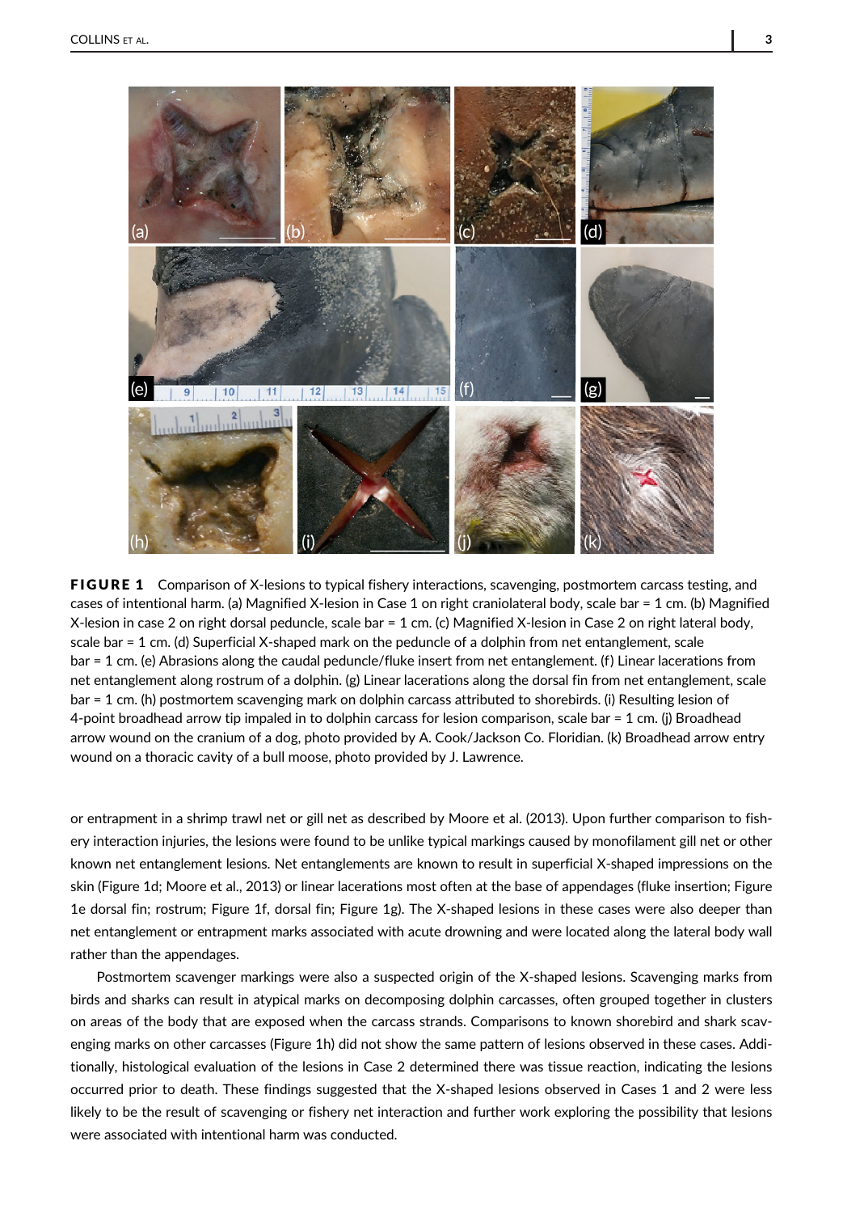**FIGURE 1** Comparison of X-lesions to typical fishery interactions, scavenging, postmortem carcass testing, and cases of intentional harm. (a) Magnified X-lesion in Case 1 on right craniolateral body, scale bar = 1 cm. (b) Magnified X-lesion in case 2 on right dorsal peduncle, scale bar = 1 cm. (c) Magnified X-lesion in Case 2 on right lateral body, scale bar = 1 cm. (d) Superficial X-shaped mark on the peduncle of a dolphin from net entanglement, scale bar = 1 cm. (e) Abrasions along the caudal peduncle/fluke insert from net entanglement. (f) Linear lacerations from net entanglement along rostrum of a dolphin. (g) Linear lacerations along the dorsal fin from net entanglement, scale bar = 1 cm. (h) postmortem scavenging mark on dolphin carcass attributed to shorebirds. (i) Resulting lesion of 4-point broadhead arrow tip impaled in to dolphin carcass for lesion comparison, scale bar = 1 cm. (j) Broadhead arrow wound on the cranium of a dog, photo provided by A. Cook/Jackson Co. Floridian. (k) Broadhead arrow entry wound on a thoracic cavity of a bull moose, photo provided by J. Lawrence.

or entrapment in a shrimp trawl net or gill net as described by Moore et al. (2013). Upon further comparison to fishery interaction injuries, the lesions were found to be unlike typical markings caused by monofilament gill net or other known net entanglement lesions. Net entanglements are known to result in superficial X-shaped impressions on the skin (Figure 1d; Moore et al., 2013) or linear lacerations most often at the base of appendages (fluke insertion; Figure 1e dorsal fin; rostrum; Figure 1f, dorsal fin; Figure 1g). The X-shaped lesions in these cases were also deeper than net entanglement or entrapment marks associated with acute drowning and were located along the lateral body wall rather than the appendages.

Postmortem scavenger markings were also a suspected origin of the X-shaped lesions. Scavenging marks from birds and sharks can result in atypical marks on decomposing dolphin carcasses, often grouped together in clusters on areas of the body that are exposed when the carcass strands. Comparisons to known shorebird and shark scavenging marks on other carcasses (Figure 1h) did not show the same pattern of lesions observed in these cases. Additionally, histological evaluation of the lesions in Case 2 determined there was tissue reaction, indicating the lesions occurred prior to death. These findings suggested that the X-shaped lesions observed in Cases 1 and 2 were less likely to be the result of scavenging or fishery net interaction and further work exploring the possibility that lesions were associated with intentional harm was conducted.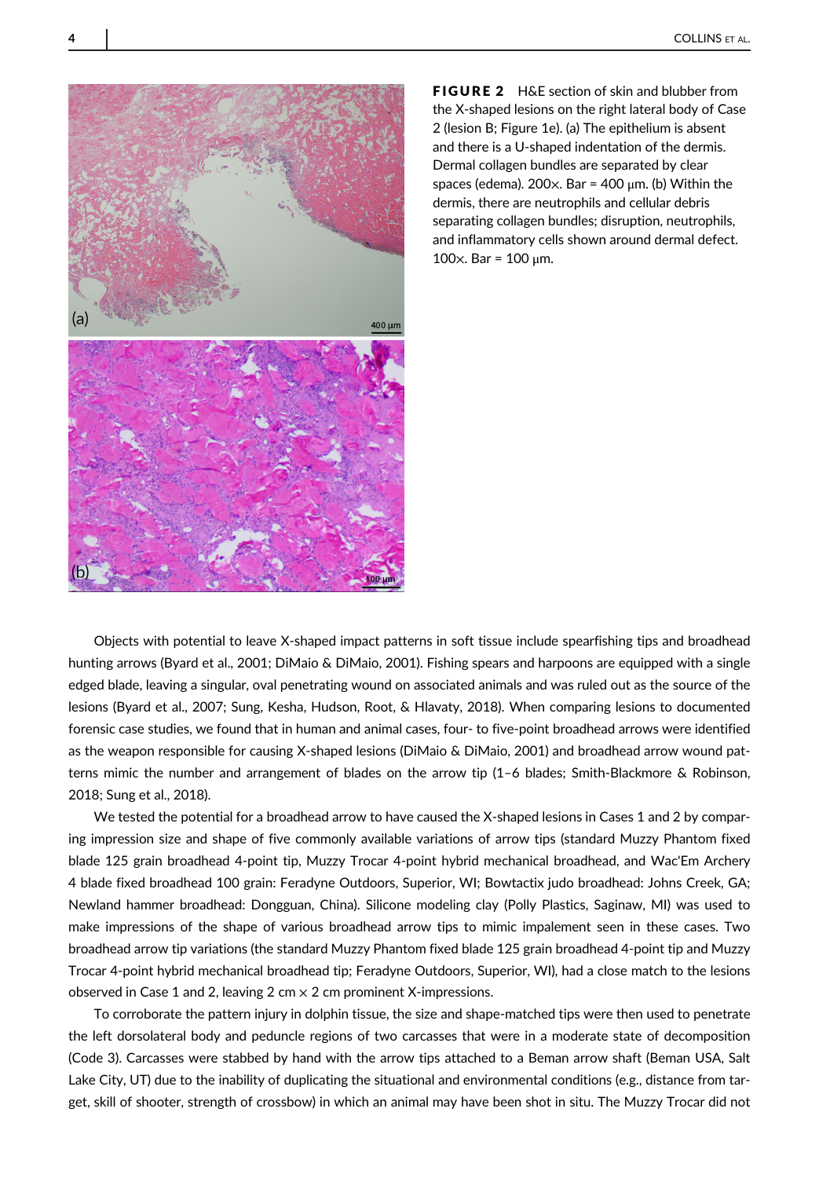FIGURE 2 H&E section of skin and blubber from the X-shaped lesions on the right lateral body of Case 2 (lesion B; Figure 1e). (a) The epithelium is absent and there is a U-shaped indentation of the dermis. Dermal collagen bundles are separated by clear spaces (edema). 200×. Bar = 400 μm. (b) Within the dermis, there are neutrophils and cellular debris separating collagen bundles; disruption, neutrophils, and inflammatory cells shown around dermal defect. 100×. Bar = 100 μm.

Objects with potential to leave X-shaped impact patterns in soft tissue include spearfishing tips and broadhead hunting arrows (Byard et al., 2001; DiMaio & DiMaio, 2001). Fishing spears and harpoons are equipped with a single edged blade, leaving a singular, oval penetrating wound on associated animals and was ruled out as the source of the lesions (Byard et al., 2007; Sung, Kesha, Hudson, Root, & Hlavaty, 2018). When comparing lesions to documented forensic case studies, we found that in human and animal cases, four- to five-point broadhead arrows were identified as the weapon responsible for causing X-shaped lesions (DiMaio & DiMaio, 2001) and broadhead arrow wound patterns mimic the number and arrangement of blades on the arrow tip (1–6 blades; Smith-Blackmore & Robinson, 2018; Sung et al., 2018).

We tested the potential for a broadhead arrow to have caused the X-shaped lesions in Cases 1 and 2 by comparing impression size and shape of five commonly available variations of arrow tips (standard Muzzy Phantom fixed blade 125 grain broadhead 4-point tip, Muzzy Trocar 4-point hybrid mechanical broadhead, and Wac'Em Archery 4 blade fixed broadhead 100 grain: Feradyne Outdoors, Superior, WI; Bowtactix judo broadhead: Johns Creek, GA; Newland hammer broadhead: Dongguan, China). Silicone modeling clay (Polly Plastics, Saginaw, MI) was used to make impressions of the shape of various broadhead arrow tips to mimic impalement seen in these cases. Two broadhead arrow tip variations (the standard Muzzy Phantom fixed blade 125 grain broadhead 4-point tip and Muzzy Trocar 4-point hybrid mechanical broadhead tip; Feradyne Outdoors, Superior, WI), had a close match to the lesions observed in Case 1 and 2, leaving 2 cm × 2 cm prominent X-impressions.

To corroborate the pattern injury in dolphin tissue, the size and shape-matched tips were then used to penetrate the left dorsolateral body and peduncle regions of two carcasses that were in a moderate state of decomposition (Code 3). Carcasses were stabbed by hand with the arrow tips attached to a Beman arrow shaft (Beman USA, Salt Lake City, UT) due to the inability of duplicating the situational and environmental conditions (e.g., distance from target, skill of shooter, strength of crossbow) in which an animal may have been shot in situ. The Muzzy Trocar did not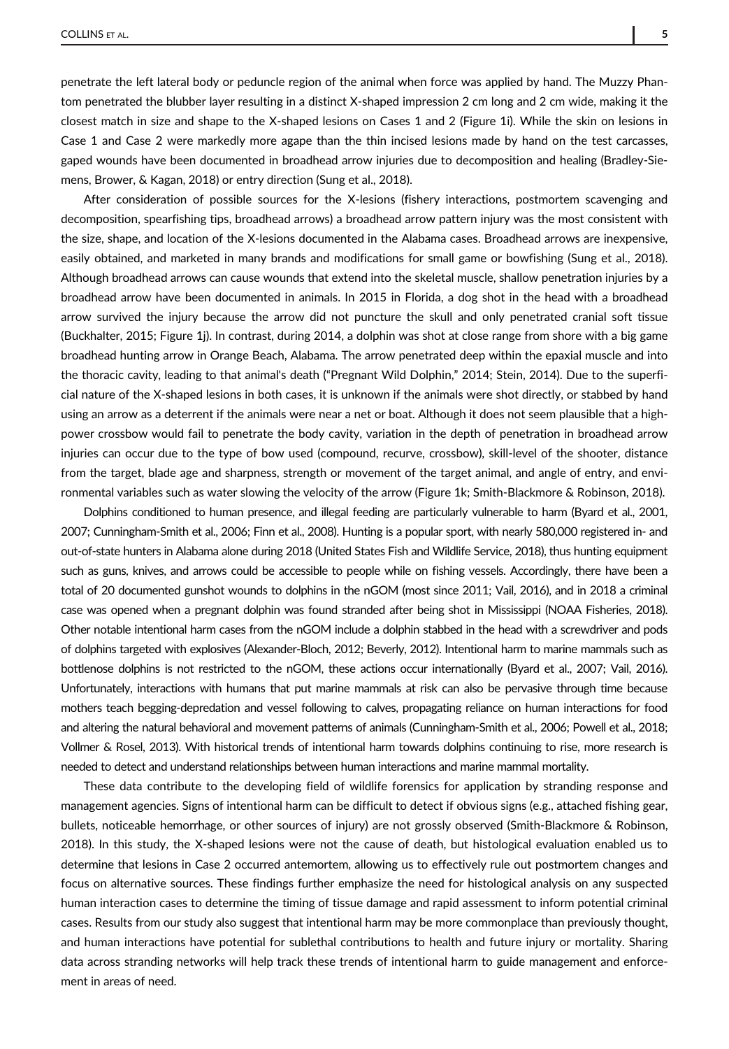penetrate the left lateral body or peduncle region of the animal when force was applied by hand. The Muzzy Phantom penetrated the blubber layer resulting in a distinct X-shaped impression 2 cm long and 2 cm wide, making it the closest match in size and shape to the X-shaped lesions on Cases 1 and 2 (Figure 1i). While the skin on lesions in Case 1 and Case 2 were markedly more agape than the thin incised lesions made by hand on the test carcasses, gaped wounds have been documented in broadhead arrow injuries due to decomposition and healing (Bradley-Siemens, Brower, & Kagan, 2018) or entry direction (Sung et al., 2018).

After consideration of possible sources for the X-lesions (fishery interactions, postmortem scavenging and decomposition, spearfishing tips, broadhead arrows) a broadhead arrow pattern injury was the most consistent with the size, shape, and location of the X-lesions documented in the Alabama cases. Broadhead arrows are inexpensive, easily obtained, and marketed in many brands and modifications for small game or bowfishing (Sung et al., 2018). Although broadhead arrows can cause wounds that extend into the skeletal muscle, shallow penetration injuries by a broadhead arrow have been documented in animals. In 2015 in Florida, a dog shot in the head with a broadhead arrow survived the injury because the arrow did not puncture the skull and only penetrated cranial soft tissue (Buckhalter, 2015; Figure 1j). In contrast, during 2014, a dolphin was shot at close range from shore with a big game broadhead hunting arrow in Orange Beach, Alabama. The arrow penetrated deep within the epaxial muscle and into the thoracic cavity, leading to that animal's death ("Pregnant Wild Dolphin," 2014; Stein, 2014). Due to the superficial nature of the X-shaped lesions in both cases, it is unknown if the animals were shot directly, or stabbed by hand using an arrow as a deterrent if the animals were near a net or boat. Although it does not seem plausible that a high-power crossbow would fail to penetrate the body cavity, variation in the depth of penetration in broadhead arrow injuries can occur due to the type of bow used (compound, recurve, crossbow), skill-level of the shooter, distance from the target, blade age and sharpness, strength or movement of the target animal, and angle of entry, and environmental variables such as water slowing the velocity of the arrow (Figure 1k; Smith-Blackmore & Robinson, 2018).

Dolphins conditioned to human presence, and illegal feeding are particularly vulnerable to harm (Byard et al., 2001, 2007; Cunningham-Smith et al., 2006; Finn et al., 2008). Hunting is a popular sport, with nearly 580,000 registered in- and out-of-state hunters in Alabama alone during 2018 (United States Fish and Wildlife Service, 2018), thus hunting equipment such as guns, knives, and arrows could be accessible to people while on fishing vessels. Accordingly, there have been a total of 20 documented gunshot wounds to dolphins in the nGOM (most since 2011; Vail, 2016), and in 2018 a criminal case was opened when a pregnant dolphin was found stranded after being shot in Mississippi (NOAA Fisheries, 2018). Other notable intentional harm cases from the nGOM include a dolphin stabbed in the head with a screwdriver and pods of dolphins targeted with explosives (Alexander-Bloch, 2012; Beverly, 2012). Intentional harm to marine mammals such as bottlenose dolphins is not restricted to the nGOM, these actions occur internationally (Byard et al., 2007; Vail, 2016). Unfortunately, interactions with humans that put marine mammals at risk can also be pervasive through time because mothers teach begging-depredation and vessel following to calves, propagating reliance on human interactions for food and altering the natural behavioral and movement patterns of animals (Cunningham-Smith et al., 2006; Powell et al., 2018; Vollmer & Rosel, 2013). With historical trends of intentional harm towards dolphins continuing to rise, more research is needed to detect and understand relationships between human interactions and marine mammal mortality.

These data contribute to the developing field of wildlife forensics for application by stranding response and management agencies. Signs of intentional harm can be difficult to detect if obvious signs (e.g., attached fishing gear, bullets, noticeable hemorrhage, or other sources of injury) are not grossly observed (Smith-Blackmore & Robinson, 2018). In this study, the X-shaped lesions were not the cause of death, but histological evaluation enabled us to determine that lesions in Case 2 occurred antemortem, allowing us to effectively rule out postmortem changes and focus on alternative sources. These findings further emphasize the need for histological analysis on any suspected human interaction cases to determine the timing of tissue damage and rapid assessment to inform potential criminal cases. Results from our study also suggest that intentional harm may be more commonplace than previously thought, and human interactions have potential for sublethal contributions to health and future injury or mortality. Sharing data across stranding networks will help track these trends of intentional harm to guide management and enforcement in areas of need.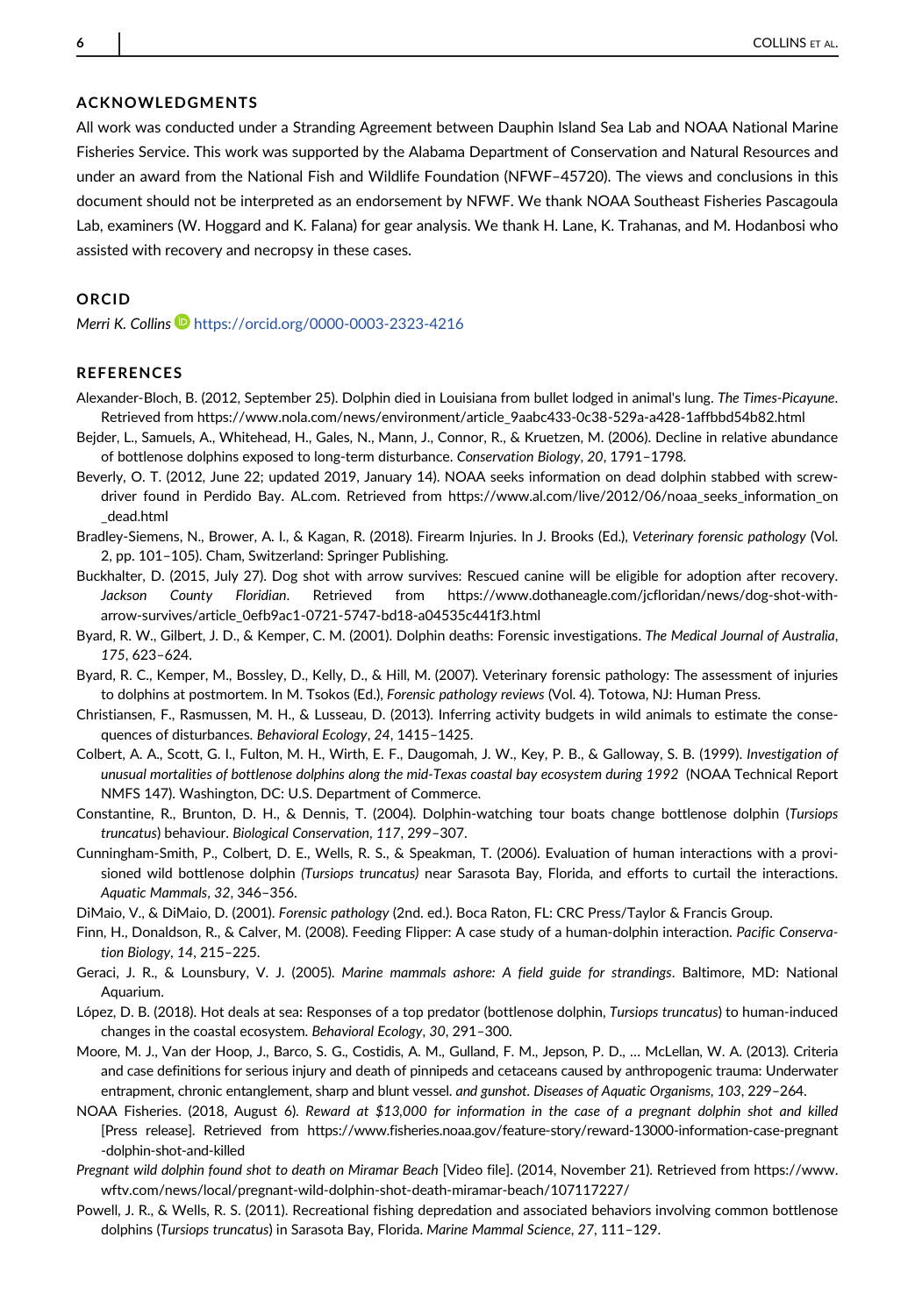## ACKNOWLEDGMENTS

All work was conducted under a Stranding Agreement between Dauphin Island Sea Lab and NOAA National Marine Fisheries Service. This work was supported by the Alabama Department of Conservation and Natural Resources and under an award from the National Fish and Wildlife Foundation (NFWF–45720). The views and conclusions in this document should not be interpreted as an endorsement by NFWF. We thank NOAA Southeast Fisheries Pascagoula Lab, examiners (W. Hoggard and K. Falana) for gear analysis. We thank H. Lane, K. Trahanas, and M. Hodanbosi who assisted with recovery and necropsy in these cases.

## ORCID

*Merri K. Collins* https://orcid.org/0000-0003-2323-4216

## REFERENCES

Alexander-Bloch, B. (2012, September 25). Dolphin died in Louisiana from bullet lodged in animal's lung. *The Times-Picayune*. Retrieved from https://www.nola.com/news/environment/article_9aabc433-0c38-529a-a428-1affbbd54b82.html

Bejder, L., Samuels, A., Whitehead, H., Gales, N., Mann, J., Connor, R., & Kruetzen, M. (2006). Decline in relative abundance of bottlenose dolphins exposed to long-term disturbance. *Conservation Biology*, *20*, 1791–1798.

Beverly, O. T. (2012, June 22; updated 2019, January 14). NOAA seeks information on dead dolphin stabbed with screwdriver found in Perdido Bay. AL.com. Retrieved from https://www.al.com/live/2012/06/noaa_seeks_information_on_dead.html

Bradley-Siemens, N., Brower, A. I., & Kagan, R. (2018). Firearm Injuries. In J. Brooks (Ed.), *Veterinary forensic pathology* (Vol. 2, pp. 101–105). Cham, Switzerland: Springer Publishing.

Buckhalter, D. (2015, July 27). Dog shot with arrow survives: Rescued canine will be eligible for adoption after recovery. *Jackson County Floridian*. Retrieved from https://www.dothaneagle.com/jcfloridan/news/dog-shot-with-arrow-survives/article_0efb9ac1-0721-5747-bd18-a04535c441f3.html

Byard, R. W., Gilbert, J. D., & Kemper, C. M. (2001). Dolphin deaths: Forensic investigations. *The Medical Journal of Australia*, *175*, 623–624.

Byard, R. C., Kemper, M., Bossley, D., Kelly, D., & Hill, M. (2007). Veterinary forensic pathology: The assessment of injuries to dolphins at postmortem. In M. Tsokos (Ed.), *Forensic pathology reviews* (Vol. 4). Totowa, NJ: Human Press.

Christiansen, F., Rasmussen, M. H., & Lusseau, D. (2013). Inferring activity budgets in wild animals to estimate the consequences of disturbances. *Behavioral Ecology*, *24*, 1415–1425.

Colbert, A. A., Scott, G. I., Fulton, M. H., Wirth, E. F., Daugomah, J. W., Key, P. B., & Galloway, S. B. (1999). *Investigation of unusual mortalities of bottlenose dolphins along the mid-Texas coastal bay ecosystem during 1992* (NOAA Technical Report NMFS 147). Washington, DC: U.S. Department of Commerce.

Constantine, R., Brunton, D. H., & Dennis, T. (2004). Dolphin-watching tour boats change bottlenose dolphin (*Tursiops truncatus*) behaviour. *Biological Conservation*, *117*, 299–307.

Cunningham-Smith, P., Colbert, D. E., Wells, R. S., & Speakman, T. (2006). Evaluation of human interactions with a provisioned wild bottlenose dolphin *(Tursiops truncatus)* near Sarasota Bay, Florida, and efforts to curtail the interactions. *Aquatic Mammals*, *32*, 346–356.

DiMaio, V., & DiMaio, D. (2001). *Forensic pathology* (2nd. ed.). Boca Raton, FL: CRC Press/Taylor & Francis Group.

Finn, H., Donaldson, R., & Calver, M. (2008). Feeding Flipper: A case study of a human-dolphin interaction. *Pacific Conservation Biology*, *14*, 215–225.

Geraci, J. R., & Lounsbury, V. J. (2005). *Marine mammals ashore: A field guide for strandings*. Baltimore, MD: National Aquarium.

López, D. B. (2018). Hot deals at sea: Responses of a top predator (bottlenose dolphin, *Tursiops truncatus*) to human-induced changes in the coastal ecosystem. *Behavioral Ecology*, *30*, 291–300.

Moore, M. J., Van der Hoop, J., Barco, S. G., Costidis, A. M., Gulland, F. M., Jepson, P. D., … McLellan, W. A. (2013). Criteria and case definitions for serious injury and death of pinnipeds and cetaceans caused by anthropogenic trauma: Underwater entrapment, chronic entanglement, sharp and blunt vessel. *and gunshot*. *Diseases of Aquatic Organisms*, *103*, 229–264.

NOAA Fisheries. (2018, August 6). *Reward at $13,000 for information in the case of a pregnant dolphin shot and killed* [Press release]. Retrieved from https://www.fisheries.noaa.gov/feature-story/reward-13000-information-case-pregnant-dolphin-shot-and-killed

*Pregnant wild dolphin found shot to death on Miramar Beach* [Video file]. (2014, November 21). Retrieved from https://www.wftv.com/news/local/pregnant-wild-dolphin-shot-death-miramar-beach/107117227/

Powell, J. R., & Wells, R. S. (2011). Recreational fishing depredation and associated behaviors involving common bottlenose dolphins (*Tursiops truncatus*) in Sarasota Bay, Florida. *Marine Mammal Science*, *27*, 111–129.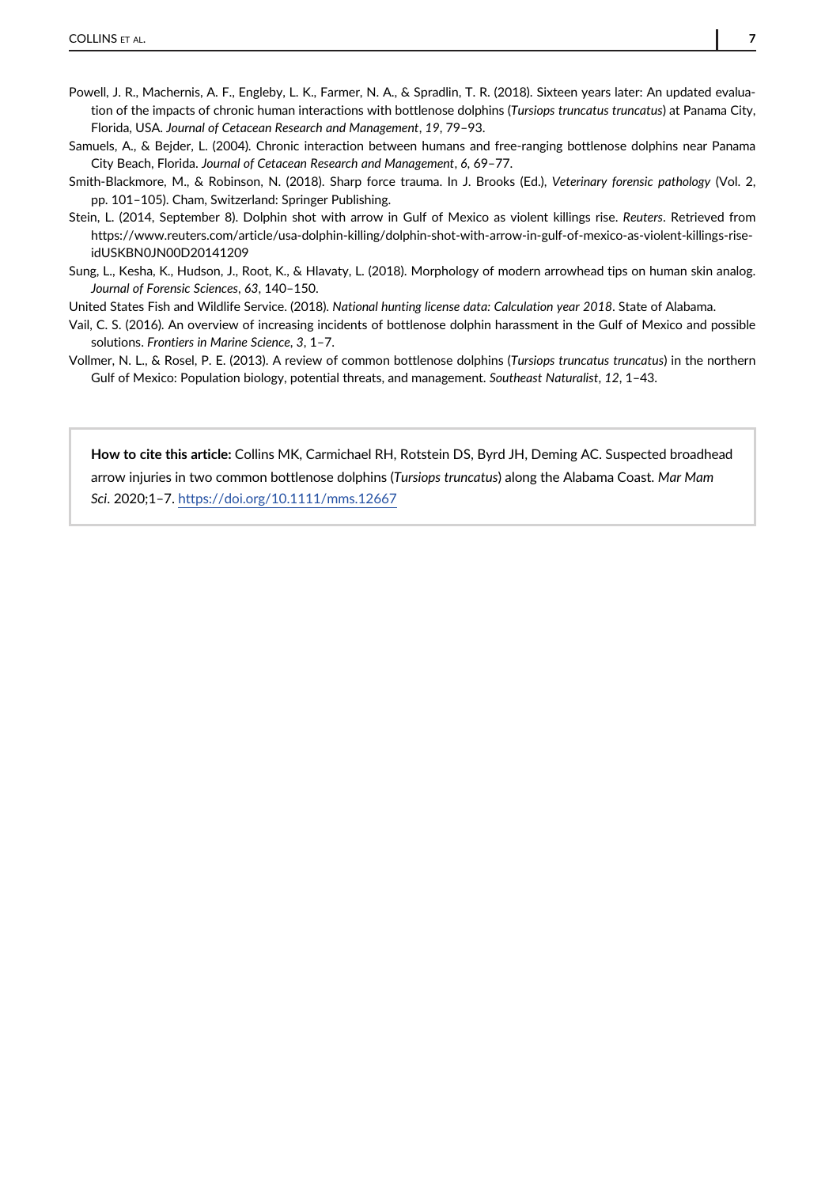Powell, J. R., Machernis, A. F., Engleby, L. K., Farmer, N. A., & Spradlin, T. R. (2018). Sixteen years later: An updated evaluation of the impacts of chronic human interactions with bottlenose dolphins (*Tursiops truncatus truncatus*) at Panama City, Florida, USA. *Journal of Cetacean Research and Management*, *19*, 79–93.

Samuels, A., & Bejder, L. (2004). Chronic interaction between humans and free-ranging bottlenose dolphins near Panama City Beach, Florida. *Journal of Cetacean Research and Management*, *6*, 69–77.

Smith-Blackmore, M., & Robinson, N. (2018). Sharp force trauma. In J. Brooks (Ed.), *Veterinary forensic pathology* (Vol. 2, pp. 101–105). Cham, Switzerland: Springer Publishing.

Stein, L. (2014, September 8). Dolphin shot with arrow in Gulf of Mexico as violent killings rise. *Reuters*. Retrieved from https://www.reuters.com/article/usa-dolphin-killing/dolphin-shot-with-arrow-in-gulf-of-mexico-as-violent-killings-rise-idUSKBN0JN00D20141209

Sung, L., Kesha, K., Hudson, J., Root, K., & Hlavaty, L. (2018). Morphology of modern arrowhead tips on human skin analog. *Journal of Forensic Sciences*, *63*, 140–150.

United States Fish and Wildlife Service. (2018). *National hunting license data: Calculation year 2018*. State of Alabama.

Vail, C. S. (2016). An overview of increasing incidents of bottlenose dolphin harassment in the Gulf of Mexico and possible solutions. *Frontiers in Marine Science*, *3*, 1–7.

Vollmer, N. L., & Rosel, P. E. (2013). A review of common bottlenose dolphins (*Tursiops truncatus truncatus*) in the northern Gulf of Mexico: Population biology, potential threats, and management. *Southeast Naturalist*, *12*, 1–43.

**How to cite this article:** Collins MK, Carmichael RH, Rotstein DS, Byrd JH, Deming AC. Suspected broadhead arrow injuries in two common bottlenose dolphins (*Tursiops truncatus*) along the Alabama Coast. *Mar Mam Sci*. 2020;1–7. https://doi.org/10.1111/mms.12667